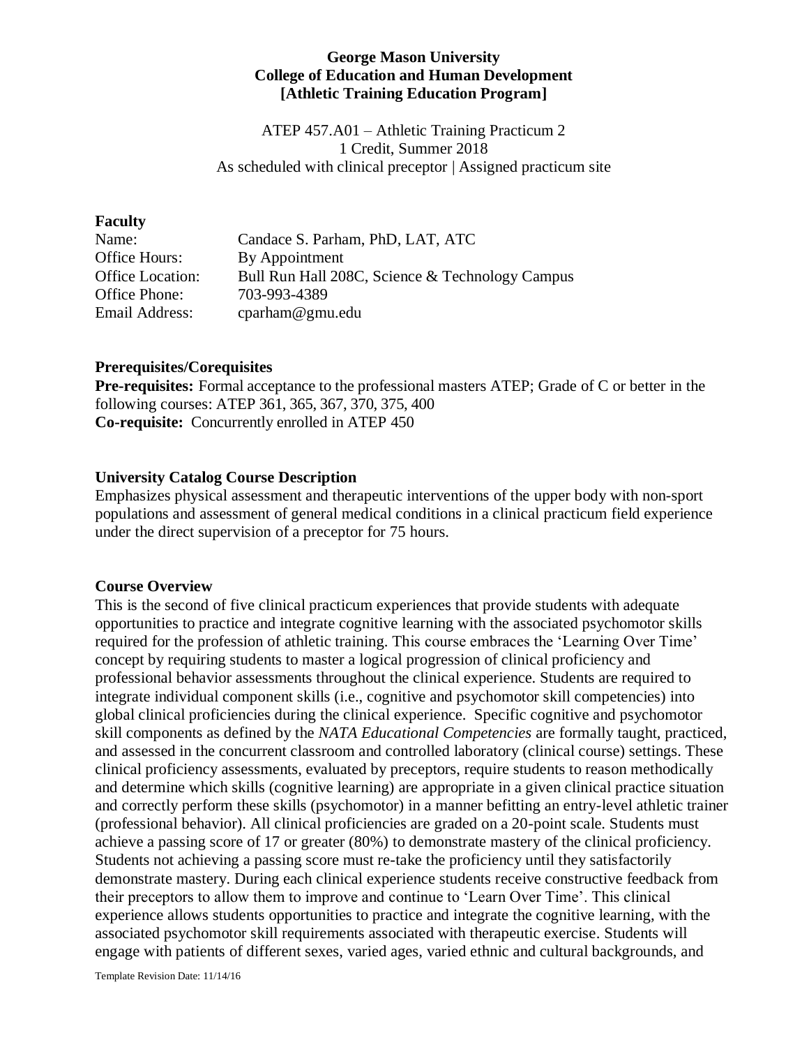**George Mason University**
**College of Education and Human Development**
**[Athletic Training Education Program]**

ATEP 457.A01 – Athletic Training Practicum 2
1 Credit, Summer 2018
As scheduled with clinical preceptor | Assigned practicum site

## Faculty

| | |
|---|---|
| Name: | Candace S. Parham, PhD, LAT, ATC |
| Office Hours: | By Appointment |
| Office Location: | Bull Run Hall 208C, Science & Technology Campus |
| Office Phone: | 703-993-4389 |
| Email Address: | cparham@gmu.edu |

## Prerequisites/Corequisites

**Pre-requisites:** Formal acceptance to the professional masters ATEP; Grade of C or better in the following courses: ATEP 361, 365, 367, 370, 375, 400
**Co-requisite:** Concurrently enrolled in ATEP 450

## University Catalog Course Description

Emphasizes physical assessment and therapeutic interventions of the upper body with non-sport populations and assessment of general medical conditions in a clinical practicum field experience under the direct supervision of a preceptor for 75 hours.

## Course Overview

This is the second of five clinical practicum experiences that provide students with adequate opportunities to practice and integrate cognitive learning with the associated psychomotor skills required for the profession of athletic training. This course embraces the 'Learning Over Time' concept by requiring students to master a logical progression of clinical proficiency and professional behavior assessments throughout the clinical experience. Students are required to integrate individual component skills (i.e., cognitive and psychomotor skill competencies) into global clinical proficiencies during the clinical experience. Specific cognitive and psychomotor skill components as defined by the *NATA Educational Competencies* are formally taught, practiced, and assessed in the concurrent classroom and controlled laboratory (clinical course) settings. These clinical proficiency assessments, evaluated by preceptors, require students to reason methodically and determine which skills (cognitive learning) are appropriate in a given clinical practice situation and correctly perform these skills (psychomotor) in a manner befitting an entry-level athletic trainer (professional behavior). All clinical proficiencies are graded on a 20-point scale. Students must achieve a passing score of 17 or greater (80%) to demonstrate mastery of the clinical proficiency. Students not achieving a passing score must re-take the proficiency until they satisfactorily demonstrate mastery. During each clinical experience students receive constructive feedback from their preceptors to allow them to improve and continue to 'Learn Over Time'. This clinical experience allows students opportunities to practice and integrate the cognitive learning, with the associated psychomotor skill requirements associated with therapeutic exercise. Students will engage with patients of different sexes, varied ages, varied ethnic and cultural backgrounds, and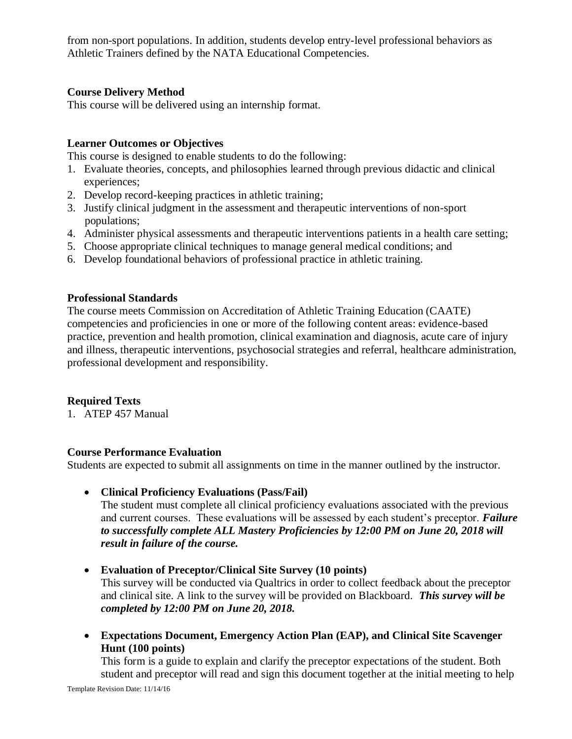from non-sport populations. In addition, students develop entry-level professional behaviors as Athletic Trainers defined by the NATA Educational Competencies.

**Course Delivery Method**

This course will be delivered using an internship format.

**Learner Outcomes or Objectives**

This course is designed to enable students to do the following:

1. Evaluate theories, concepts, and philosophies learned through previous didactic and clinical experiences;
2. Develop record-keeping practices in athletic training;
3. Justify clinical judgment in the assessment and therapeutic interventions of non-sport populations;
4. Administer physical assessments and therapeutic interventions patients in a health care setting;
5. Choose appropriate clinical techniques to manage general medical conditions; and
6. Develop foundational behaviors of professional practice in athletic training.

**Professional Standards**

The course meets Commission on Accreditation of Athletic Training Education (CAATE) competencies and proficiencies in one or more of the following content areas: evidence-based practice, prevention and health promotion, clinical examination and diagnosis, acute care of injury and illness, therapeutic interventions, psychosocial strategies and referral, healthcare administration, professional development and responsibility.

**Required Texts**

1. ATEP 457 Manual

**Course Performance Evaluation**

Students are expected to submit all assignments on time in the manner outlined by the instructor.

- **Clinical Proficiency Evaluations (Pass/Fail)**
  The student must complete all clinical proficiency evaluations associated with the previous and current courses. These evaluations will be assessed by each student's preceptor. ***Failure to successfully complete ALL Mastery Proficiencies by 12:00 PM on June 20, 2018 will result in failure of the course.***

- **Evaluation of Preceptor/Clinical Site Survey (10 points)**
  This survey will be conducted via Qualtrics in order to collect feedback about the preceptor and clinical site. A link to the survey will be provided on Blackboard. ***This survey will be completed by 12:00 PM on June 20, 2018.***

- **Expectations Document, Emergency Action Plan (EAP), and Clinical Site Scavenger Hunt (100 points)**
  This form is a guide to explain and clarify the preceptor expectations of the student. Both student and preceptor will read and sign this document together at the initial meeting to help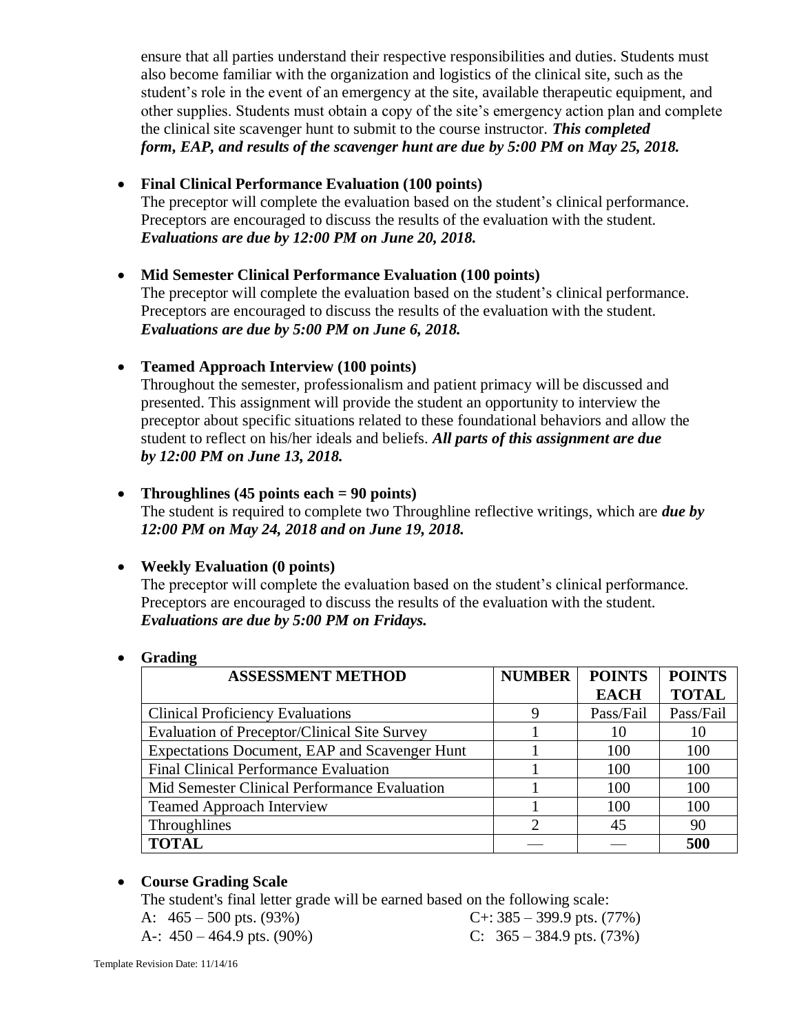ensure that all parties understand their respective responsibilities and duties. Students must also become familiar with the organization and logistics of the clinical site, such as the student's role in the event of an emergency at the site, available therapeutic equipment, and other supplies. Students must obtain a copy of the site's emergency action plan and complete the clinical site scavenger hunt to submit to the course instructor. ***This completed form, EAP, and results of the scavenger hunt are due by 5:00 PM on May 25, 2018.***

- **Final Clinical Performance Evaluation (100 points)**
  The preceptor will complete the evaluation based on the student's clinical performance. Preceptors are encouraged to discuss the results of the evaluation with the student. ***Evaluations are due by 12:00 PM on June 20, 2018.***

- **Mid Semester Clinical Performance Evaluation (100 points)**
  The preceptor will complete the evaluation based on the student's clinical performance. Preceptors are encouraged to discuss the results of the evaluation with the student. ***Evaluations are due by 5:00 PM on June 6, 2018.***

- **Teamed Approach Interview (100 points)**
  Throughout the semester, professionalism and patient primacy will be discussed and presented. This assignment will provide the student an opportunity to interview the preceptor about specific situations related to these foundational behaviors and allow the student to reflect on his/her ideals and beliefs. ***All parts of this assignment are due by 12:00 PM on June 13, 2018.***

- **Throughlines (45 points each = 90 points)**
  The student is required to complete two Throughline reflective writings, which are ***due by 12:00 PM on May 24, 2018 and on June 19, 2018.***

- **Weekly Evaluation (0 points)**
  The preceptor will complete the evaluation based on the student's clinical performance. Preceptors are encouraged to discuss the results of the evaluation with the student. ***Evaluations are due by 5:00 PM on Fridays.***

- **Grading**

| ASSESSMENT METHOD | NUMBER | POINTS EACH | POINTS TOTAL |
|---|---|---|---|
| Clinical Proficiency Evaluations | 9 | Pass/Fail | Pass/Fail |
| Evaluation of Preceptor/Clinical Site Survey | 1 | 10 | 10 |
| Expectations Document, EAP and Scavenger Hunt | 1 | 100 | 100 |
| Final Clinical Performance Evaluation | 1 | 100 | 100 |
| Mid Semester Clinical Performance Evaluation | 1 | 100 | 100 |
| Teamed Approach Interview | 1 | 100 | 100 |
| Throughlines | 2 | 45 | 90 |
| **TOTAL** | — | — | **500** |

- **Course Grading Scale**
  The student's final letter grade will be earned based on the following scale:
  A: 465 – 500 pts. (93%)
  A-: 450 – 464.9 pts. (90%)
  C+: 385 – 399.9 pts. (77%)
  C: 365 – 384.9 pts. (73%)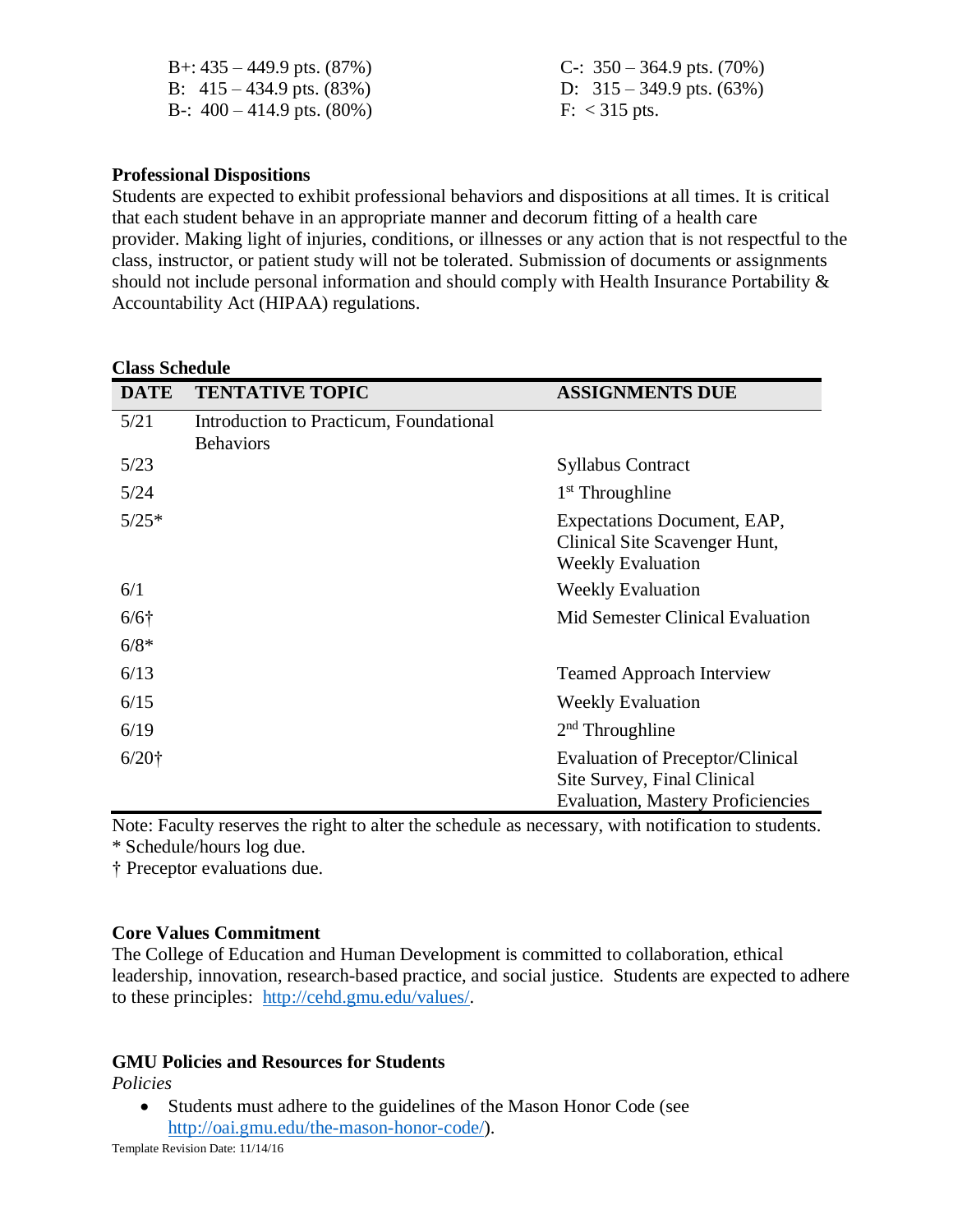B+: 435 – 449.9 pts. (87%)
B: 415 – 434.9 pts. (83%)
B-: 400 – 414.9 pts. (80%)

C-: 350 – 364.9 pts. (70%)
D: 315 – 349.9 pts. (63%)
F: < 315 pts.

**Professional Dispositions**
Students are expected to exhibit professional behaviors and dispositions at all times. It is critical that each student behave in an appropriate manner and decorum fitting of a health care provider. Making light of injuries, conditions, or illnesses or any action that is not respectful to the class, instructor, or patient study will not be tolerated. Submission of documents or assignments should not include personal information and should comply with Health Insurance Portability & Accountability Act (HIPAA) regulations.

**Class Schedule**

| DATE | TENTATIVE TOPIC | ASSIGNMENTS DUE |
|---|---|---|
| 5/21 | Introduction to Practicum, Foundational Behaviors | |
| 5/23 | | Syllabus Contract |
| 5/24 | | 1st Throughline |
| 5/25* | | Expectations Document, EAP, Clinical Site Scavenger Hunt, Weekly Evaluation |
| 6/1 | | Weekly Evaluation |
| 6/6† | | Mid Semester Clinical Evaluation |
| 6/8* | | |
| 6/13 | | Teamed Approach Interview |
| 6/15 | | Weekly Evaluation |
| 6/19 | | 2nd Throughline |
| 6/20† | | Evaluation of Preceptor/Clinical Site Survey, Final Clinical Evaluation, Mastery Proficiencies |

Note: Faculty reserves the right to alter the schedule as necessary, with notification to students.
* Schedule/hours log due.
† Preceptor evaluations due.

**Core Values Commitment**
The College of Education and Human Development is committed to collaboration, ethical leadership, innovation, research-based practice, and social justice. Students are expected to adhere to these principles: http://cehd.gmu.edu/values/.

**GMU Policies and Resources for Students**
*Policies*

- Students must adhere to the guidelines of the Mason Honor Code (see http://oai.gmu.edu/the-mason-honor-code/).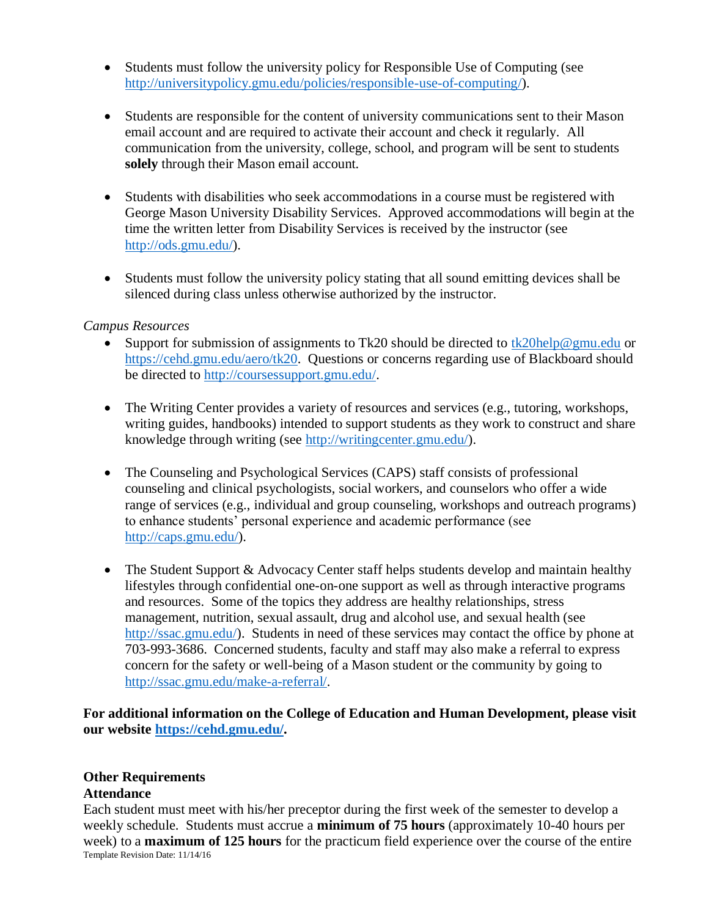- Students must follow the university policy for Responsible Use of Computing (see http://universitypolicy.gmu.edu/policies/responsible-use-of-computing/).

- Students are responsible for the content of university communications sent to their Mason email account and are required to activate their account and check it regularly. All communication from the university, college, school, and program will be sent to students **solely** through their Mason email account.

- Students with disabilities who seek accommodations in a course must be registered with George Mason University Disability Services. Approved accommodations will begin at the time the written letter from Disability Services is received by the instructor (see http://ods.gmu.edu/).

- Students must follow the university policy stating that all sound emitting devices shall be silenced during class unless otherwise authorized by the instructor.

*Campus Resources*

- Support for submission of assignments to Tk20 should be directed to tk20help@gmu.edu or https://cehd.gmu.edu/aero/tk20. Questions or concerns regarding use of Blackboard should be directed to http://coursessupport.gmu.edu/.

- The Writing Center provides a variety of resources and services (e.g., tutoring, workshops, writing guides, handbooks) intended to support students as they work to construct and share knowledge through writing (see http://writingcenter.gmu.edu/).

- The Counseling and Psychological Services (CAPS) staff consists of professional counseling and clinical psychologists, social workers, and counselors who offer a wide range of services (e.g., individual and group counseling, workshops and outreach programs) to enhance students' personal experience and academic performance (see http://caps.gmu.edu/).

- The Student Support & Advocacy Center staff helps students develop and maintain healthy lifestyles through confidential one-on-one support as well as through interactive programs and resources. Some of the topics they address are healthy relationships, stress management, nutrition, sexual assault, drug and alcohol use, and sexual health (see http://ssac.gmu.edu/). Students in need of these services may contact the office by phone at 703-993-3686. Concerned students, faculty and staff may also make a referral to express concern for the safety or well-being of a Mason student or the community by going to http://ssac.gmu.edu/make-a-referral/.

**For additional information on the College of Education and Human Development, please visit our website https://cehd.gmu.edu/.**

**Other Requirements**

**Attendance**

Each student must meet with his/her preceptor during the first week of the semester to develop a weekly schedule. Students must accrue a **minimum of 75 hours** (approximately 10-40 hours per week) to a **maximum of 125 hours** for the practicum field experience over the course of the entire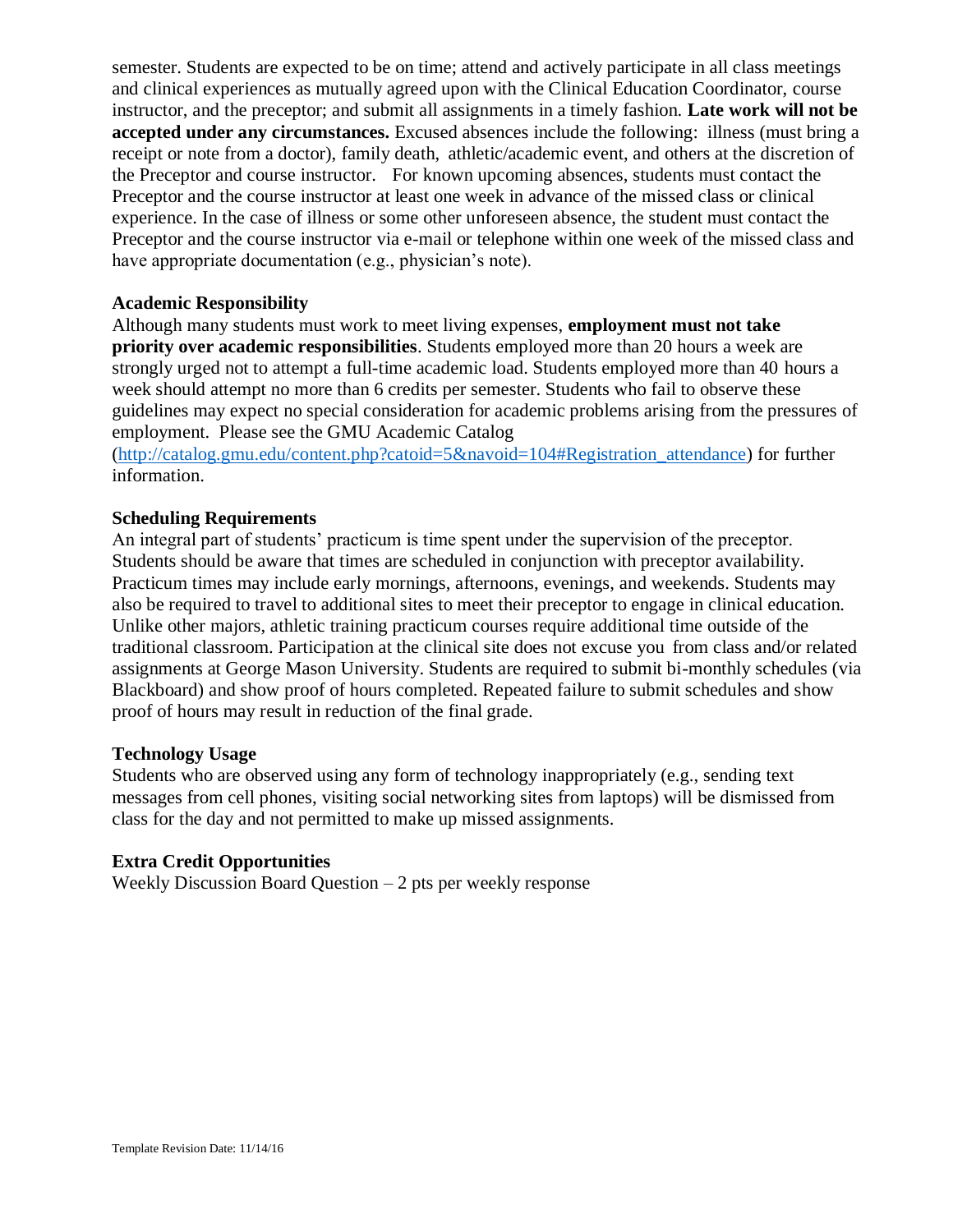semester. Students are expected to be on time; attend and actively participate in all class meetings and clinical experiences as mutually agreed upon with the Clinical Education Coordinator, course instructor, and the preceptor; and submit all assignments in a timely fashion. **Late work will not be accepted under any circumstances.** Excused absences include the following: illness (must bring a receipt or note from a doctor), family death, athletic/academic event, and others at the discretion of the Preceptor and course instructor. For known upcoming absences, students must contact the Preceptor and the course instructor at least one week in advance of the missed class or clinical experience. In the case of illness or some other unforeseen absence, the student must contact the Preceptor and the course instructor via e-mail or telephone within one week of the missed class and have appropriate documentation (e.g., physician's note).

### Academic Responsibility

Although many students must work to meet living expenses, **employment must not take priority over academic responsibilities**. Students employed more than 20 hours a week are strongly urged not to attempt a full-time academic load. Students employed more than 40 hours a week should attempt no more than 6 credits per semester. Students who fail to observe these guidelines may expect no special consideration for academic problems arising from the pressures of employment. Please see the GMU Academic Catalog (http://catalog.gmu.edu/content.php?catoid=5&navoid=104#Registration_attendance) for further information.

### Scheduling Requirements

An integral part of students' practicum is time spent under the supervision of the preceptor. Students should be aware that times are scheduled in conjunction with preceptor availability. Practicum times may include early mornings, afternoons, evenings, and weekends. Students may also be required to travel to additional sites to meet their preceptor to engage in clinical education. Unlike other majors, athletic training practicum courses require additional time outside of the traditional classroom. Participation at the clinical site does not excuse you from class and/or related assignments at George Mason University. Students are required to submit bi-monthly schedules (via Blackboard) and show proof of hours completed. Repeated failure to submit schedules and show proof of hours may result in reduction of the final grade.

### Technology Usage

Students who are observed using any form of technology inappropriately (e.g., sending text messages from cell phones, visiting social networking sites from laptops) will be dismissed from class for the day and not permitted to make up missed assignments.

### Extra Credit Opportunities

Weekly Discussion Board Question – 2 pts per weekly response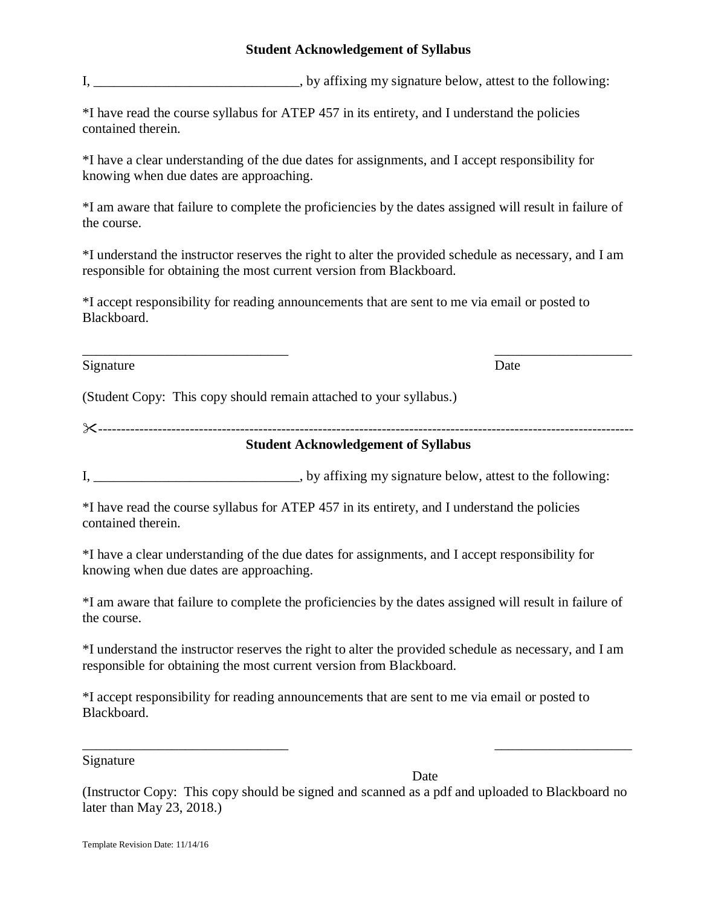**Student Acknowledgement of Syllabus**

I, ______________________________, by affixing my signature below, attest to the following:

*I have read the course syllabus for ATEP 457 in its entirety, and I understand the policies contained therein.

*I have a clear understanding of the due dates for assignments, and I accept responsibility for knowing when due dates are approaching.

*I am aware that failure to complete the proficiencies by the dates assigned will result in failure of the course.

*I understand the instructor reserves the right to alter the provided schedule as necessary, and I am responsible for obtaining the most current version from Blackboard.

*I accept responsibility for reading announcements that are sent to me via email or posted to Blackboard.

______________________________ ____________________

Signature Date

(Student Copy: This copy should remain attached to your syllabus.)

✂-------------------------------------------------------------------------------------------------------------------

**Student Acknowledgement of Syllabus**

I, ______________________________, by affixing my signature below, attest to the following:

*I have read the course syllabus for ATEP 457 in its entirety, and I understand the policies contained therein.

*I have a clear understanding of the due dates for assignments, and I accept responsibility for knowing when due dates are approaching.

*I am aware that failure to complete the proficiencies by the dates assigned will result in failure of the course.

*I understand the instructor reserves the right to alter the provided schedule as necessary, and I am responsible for obtaining the most current version from Blackboard.

*I accept responsibility for reading announcements that are sent to me via email or posted to Blackboard.

______________________________ ____________________

Signature

Date

(Instructor Copy: This copy should be signed and scanned as a pdf and uploaded to Blackboard no later than May 23, 2018.)

Template Revision Date: 11/14/16